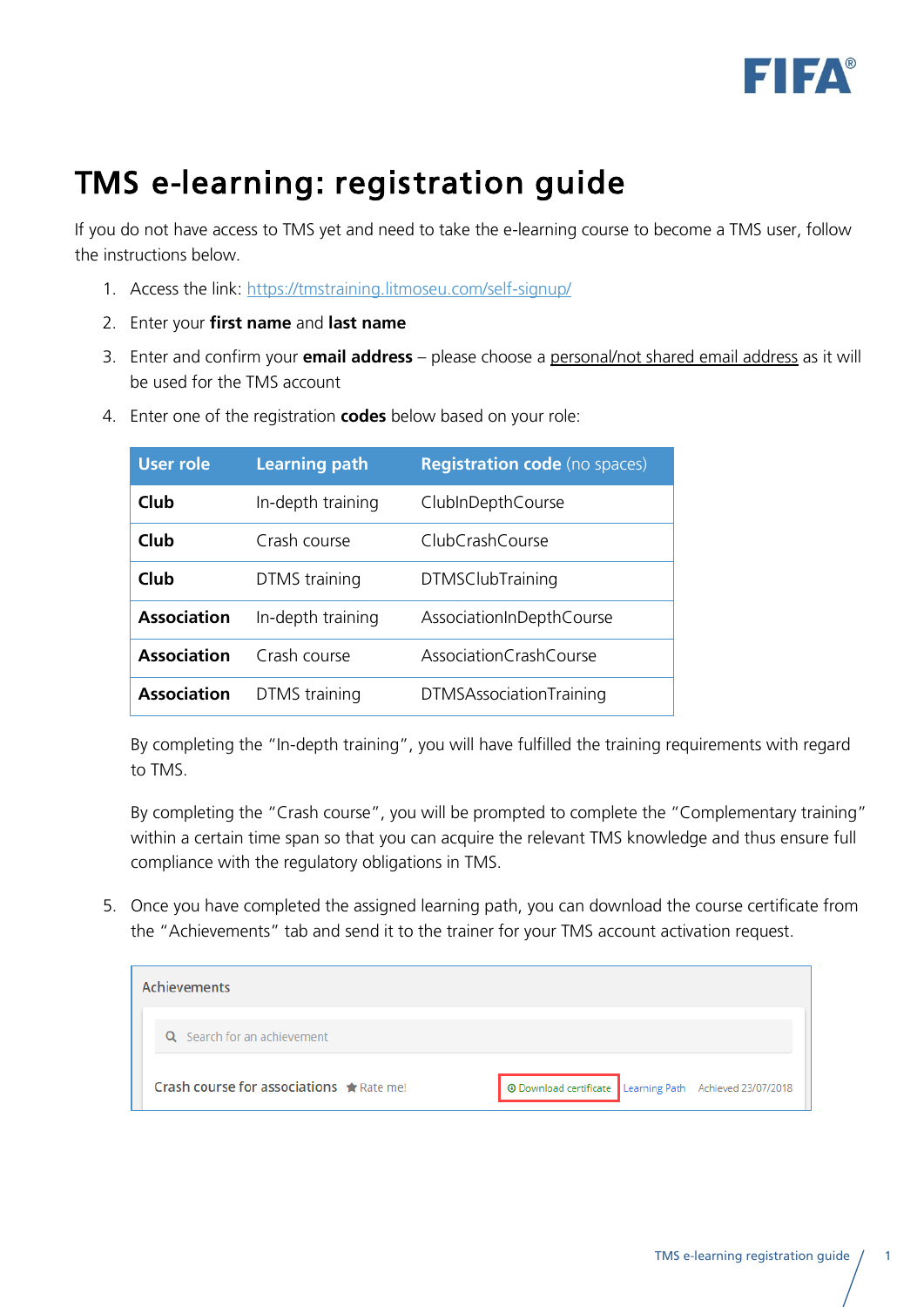# TMS e-learning: registration guide

If you do not have access to TMS yet and need to take the e-learning course to become a TMS user, follow the instructions below.

1. Access the link: [https://tmstraining.litmoseu.com/self-signup/](https://tmstraining.litmoseu.com/self-signup/)
2. Enter your **first name** and **last name**
3. Enter and confirm your **email address** – please choose a personal/not shared email address as it will be used for the TMS account
4. Enter one of the registration **codes** below based on your role:

| User role | Learning path | Registration code (no spaces) |
|---|---|---|
| **Club** | In-depth training | ClubInDepthCourse |
| **Club** | Crash course | ClubCrashCourse |
| **Club** | DTMS training | DTMSClubTraining |
| **Association** | In-depth training | AssociationInDepthCourse |
| **Association** | Crash course | AssociationCrashCourse |
| **Association** | DTMS training | DTMSAssociationTraining |

By completing the "In-depth training", you will have fulfilled the training requirements with regard to TMS.

By completing the "Crash course", you will be prompted to complete the "Complementary training" within a certain time span so that you can acquire the relevant TMS knowledge and thus ensure full compliance with the regulatory obligations in TMS.

5. Once you have completed the assigned learning path, you can download the course certificate from the "Achievements" tab and send it to the trainer for your TMS account activation request.

Achievements

Search for an achievement

Crash course for associations ★ Rate me! | Download certificate | Learning Path | Achieved 23/07/2018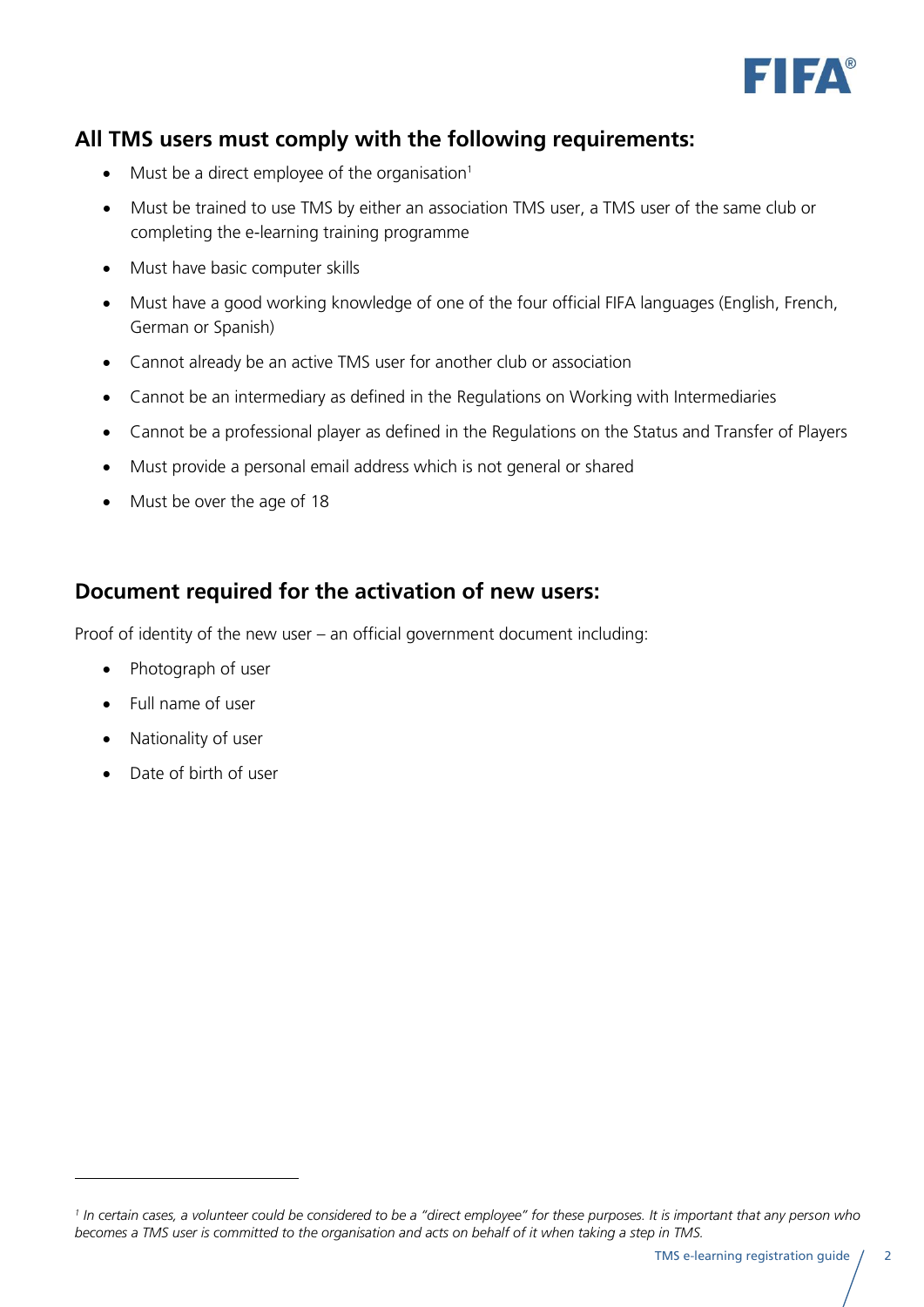## All TMS users must comply with the following requirements:

- Must be a direct employee of the organisation[1]
- Must be trained to use TMS by either an association TMS user, a TMS user of the same club or completing the e-learning training programme
- Must have basic computer skills
- Must have a good working knowledge of one of the four official FIFA languages (English, French, German or Spanish)
- Cannot already be an active TMS user for another club or association
- Cannot be an intermediary as defined in the Regulations on Working with Intermediaries
- Cannot be a professional player as defined in the Regulations on the Status and Transfer of Players
- Must provide a personal email address which is not general or shared
- Must be over the age of 18

## Document required for the activation of new users:

Proof of identity of the new user – an official government document including:

- Photograph of user
- Full name of user
- Nationality of user
- Date of birth of user

[1] *In certain cases, a volunteer could be considered to be a "direct employee" for these purposes. It is important that any person who becomes a TMS user is committed to the organisation and acts on behalf of it when taking a step in TMS.*